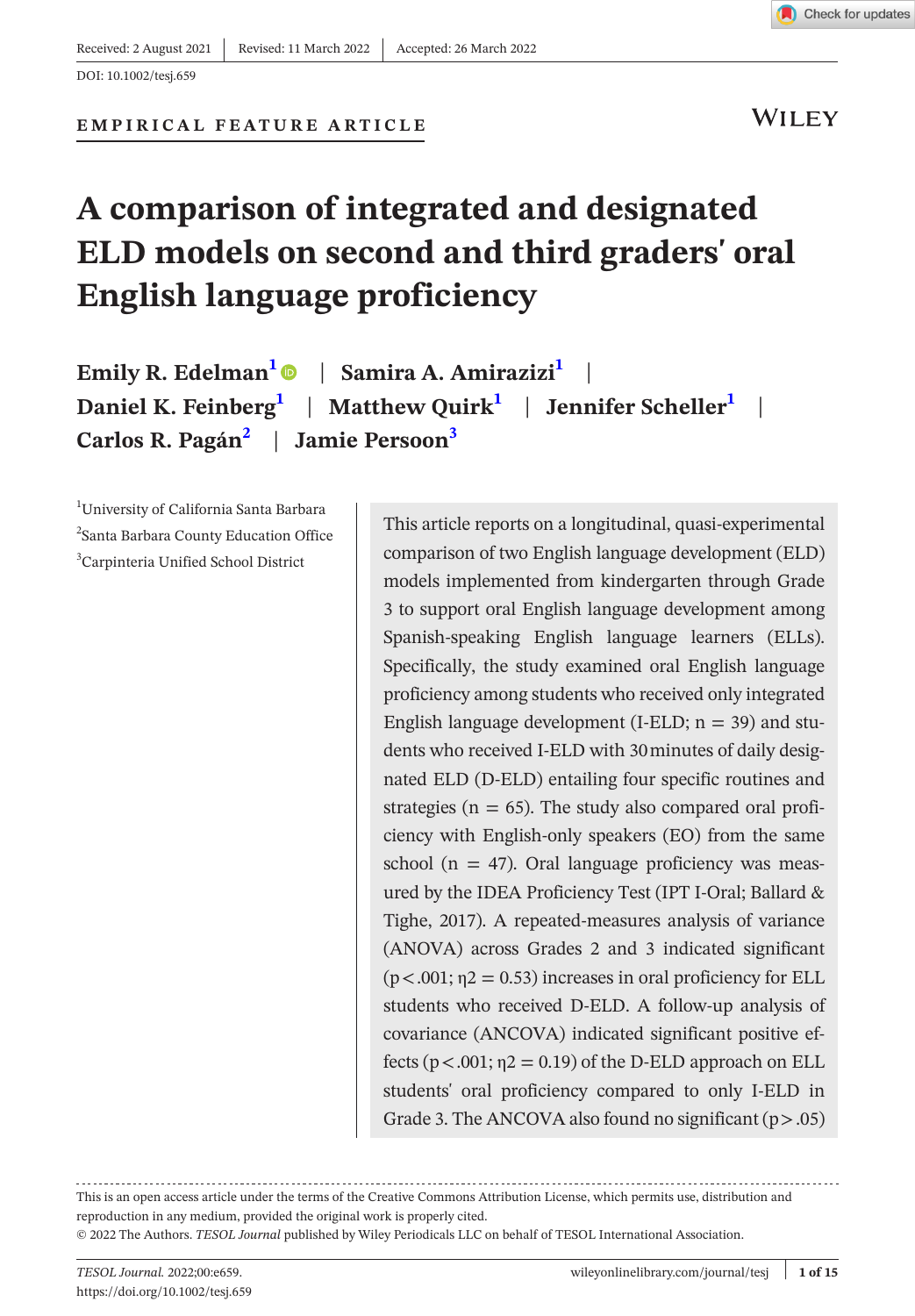Received: 2 August 2021 | Revised: 11 March 2022 | Accepted: 26 March 2022

DOI: 10.1002/tesj.659

EMPIRICAL FEATURE ARTICLE

# A comparison of integrated and designated ELD models on second and third graders′ oral English language proficiency

**Emily R. Edelman**[1] | **Samira A. Amirazizi**[1] | **Daniel K. Feinberg**[1] | **Matthew Quirk**[1] | **Jennifer Scheller**[1] | **Carlos R. Pagán**[2] | **Jamie Persoon**[3]

[1]University of California Santa Barbara

[2]Santa Barbara County Education Office

[3]Carpinteria Unified School District

This article reports on a longitudinal, quasi-experimental comparison of two English language development (ELD) models implemented from kindergarten through Grade 3 to support oral English language development among Spanish-speaking English language learners (ELLs). Specifically, the study examined oral English language proficiency among students who received only integrated English language development (I-ELD; n = 39) and students who received I-ELD with 30 minutes of daily designated ELD (D-ELD) entailing four specific routines and strategies (n = 65). The study also compared oral proficiency with English-only speakers (EO) from the same school (n = 47). Oral language proficiency was measured by the IDEA Proficiency Test (IPT I-Oral; Ballard & Tighe, 2017). A repeated-measures analysis of variance (ANOVA) across Grades 2 and 3 indicated significant ($p < .001$; $\eta2 = 0.53$) increases in oral proficiency for ELL students who received D-ELD. A follow-up analysis of covariance (ANCOVA) indicated significant positive effects ($p < .001$; $\eta2 = 0.19$) of the D-ELD approach on ELL students′ oral proficiency compared to only I-ELD in Grade 3. The ANCOVA also found no significant ($p > .05$)

This is an open access article under the terms of the Creative Commons Attribution License, which permits use, distribution and reproduction in any medium, provided the original work is properly cited.

© 2022 The Authors. *TESOL Journal* published by Wiley Periodicals LLC on behalf of TESOL International Association.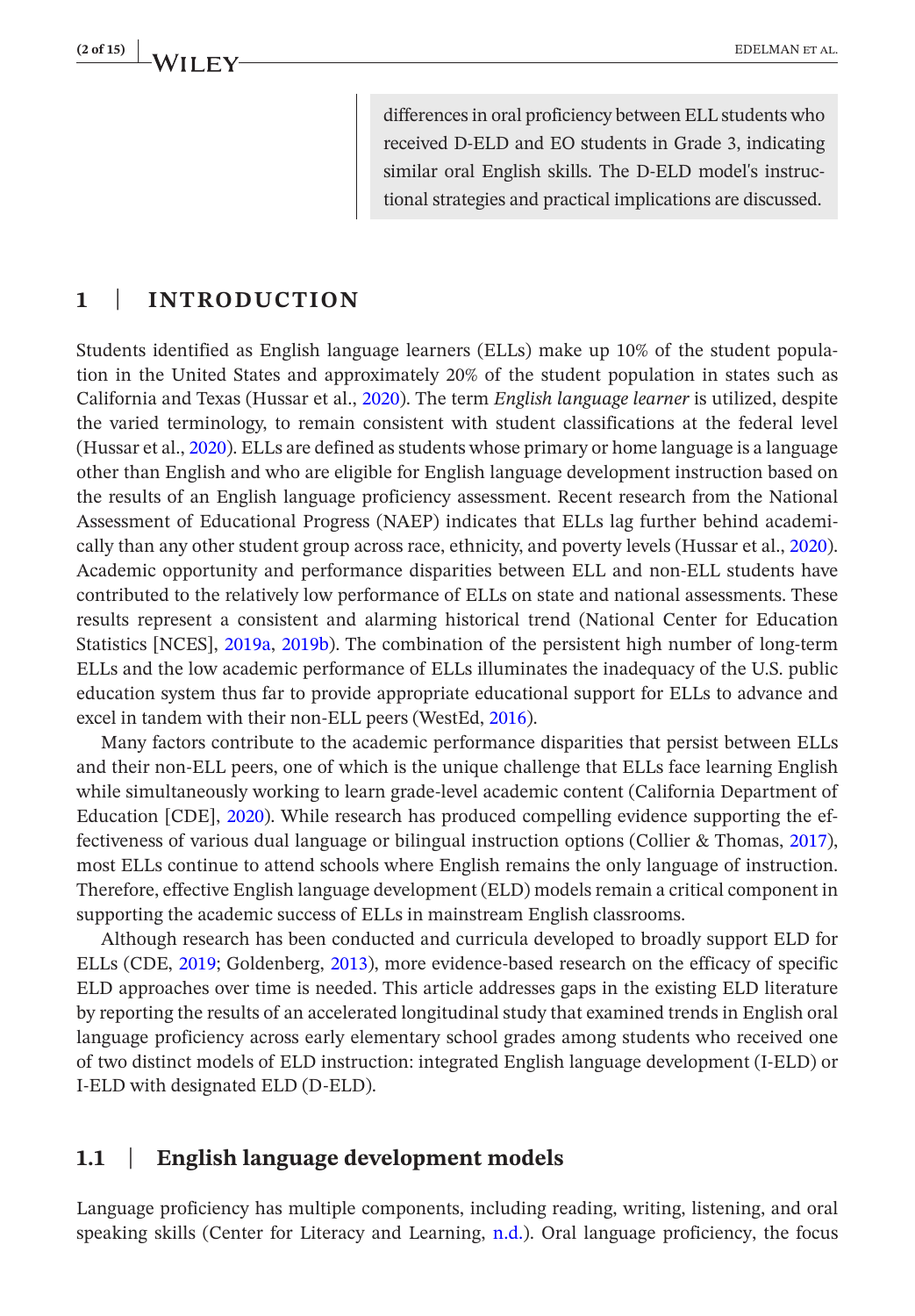differences in oral proficiency between ELL students who received D-ELD and EO students in Grade 3, indicating similar oral English skills. The D-ELD model's instructional strategies and practical implications are discussed.

## 1 | INTRODUCTION

Students identified as English language learners (ELLs) make up 10% of the student population in the United States and approximately 20% of the student population in states such as California and Texas (Hussar et al., 2020). The term *English language learner* is utilized, despite the varied terminology, to remain consistent with student classifications at the federal level (Hussar et al., 2020). ELLs are defined as students whose primary or home language is a language other than English and who are eligible for English language development instruction based on the results of an English language proficiency assessment. Recent research from the National Assessment of Educational Progress (NAEP) indicates that ELLs lag further behind academically than any other student group across race, ethnicity, and poverty levels (Hussar et al., 2020). Academic opportunity and performance disparities between ELL and non-ELL students have contributed to the relatively low performance of ELLs on state and national assessments. These results represent a consistent and alarming historical trend (National Center for Education Statistics [NCES], 2019a, 2019b). The combination of the persistent high number of long-term ELLs and the low academic performance of ELLs illuminates the inadequacy of the U.S. public education system thus far to provide appropriate educational support for ELLs to advance and excel in tandem with their non-ELL peers (WestEd, 2016).

Many factors contribute to the academic performance disparities that persist between ELLs and their non-ELL peers, one of which is the unique challenge that ELLs face learning English while simultaneously working to learn grade-level academic content (California Department of Education [CDE], 2020). While research has produced compelling evidence supporting the effectiveness of various dual language or bilingual instruction options (Collier & Thomas, 2017), most ELLs continue to attend schools where English remains the only language of instruction. Therefore, effective English language development (ELD) models remain a critical component in supporting the academic success of ELLs in mainstream English classrooms.

Although research has been conducted and curricula developed to broadly support ELD for ELLs (CDE, 2019; Goldenberg, 2013), more evidence-based research on the efficacy of specific ELD approaches over time is needed. This article addresses gaps in the existing ELD literature by reporting the results of an accelerated longitudinal study that examined trends in English oral language proficiency across early elementary school grades among students who received one of two distinct models of ELD instruction: integrated English language development (I-ELD) or I-ELD with designated ELD (D-ELD).

### 1.1 | English language development models

Language proficiency has multiple components, including reading, writing, listening, and oral speaking skills (Center for Literacy and Learning, n.d.). Oral language proficiency, the focus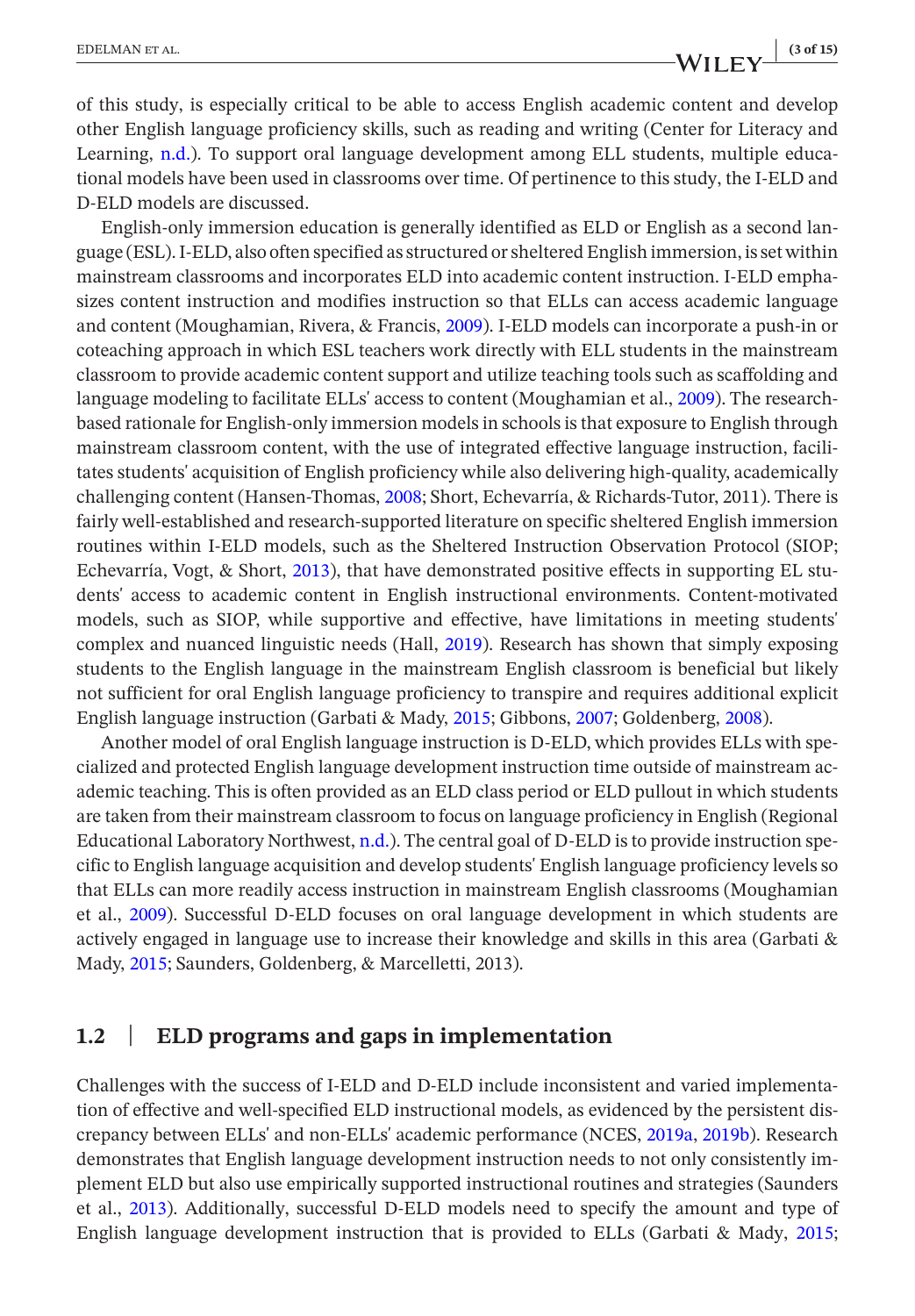of this study, is especially critical to be able to access English academic content and develop other English language proficiency skills, such as reading and writing (Center for Literacy and Learning, n.d.). To support oral language development among ELL students, multiple educational models have been used in classrooms over time. Of pertinence to this study, the I-ELD and D-ELD models are discussed.

English-only immersion education is generally identified as ELD or English as a second language (ESL). I-ELD, also often specified as structured or sheltered English immersion, is set within mainstream classrooms and incorporates ELD into academic content instruction. I-ELD emphasizes content instruction and modifies instruction so that ELLs can access academic language and content (Moughamian, Rivera, & Francis, 2009). I-ELD models can incorporate a push-in or coteaching approach in which ESL teachers work directly with ELL students in the mainstream classroom to provide academic content support and utilize teaching tools such as scaffolding and language modeling to facilitate ELLs' access to content (Moughamian et al., 2009). The research-based rationale for English-only immersion models in schools is that exposure to English through mainstream classroom content, with the use of integrated effective language instruction, facilitates students' acquisition of English proficiency while also delivering high-quality, academically challenging content (Hansen-Thomas, 2008; Short, Echevarría, & Richards-Tutor, 2011). There is fairly well-established and research-supported literature on specific sheltered English immersion routines within I-ELD models, such as the Sheltered Instruction Observation Protocol (SIOP; Echevarría, Vogt, & Short, 2013), that have demonstrated positive effects in supporting EL students' access to academic content in English instructional environments. Content-motivated models, such as SIOP, while supportive and effective, have limitations in meeting students' complex and nuanced linguistic needs (Hall, 2019). Research has shown that simply exposing students to the English language in the mainstream English classroom is beneficial but likely not sufficient for oral English language proficiency to transpire and requires additional explicit English language instruction (Garbati & Mady, 2015; Gibbons, 2007; Goldenberg, 2008).

Another model of oral English language instruction is D-ELD, which provides ELLs with specialized and protected English language development instruction time outside of mainstream academic teaching. This is often provided as an ELD class period or ELD pullout in which students are taken from their mainstream classroom to focus on language proficiency in English (Regional Educational Laboratory Northwest, n.d.). The central goal of D-ELD is to provide instruction specific to English language acquisition and develop students' English language proficiency levels so that ELLs can more readily access instruction in mainstream English classrooms (Moughamian et al., 2009). Successful D-ELD focuses on oral language development in which students are actively engaged in language use to increase their knowledge and skills in this area (Garbati & Mady, 2015; Saunders, Goldenberg, & Marcelletti, 2013).

## 1.2 | ELD programs and gaps in implementation

Challenges with the success of I-ELD and D-ELD include inconsistent and varied implementation of effective and well-specified ELD instructional models, as evidenced by the persistent discrepancy between ELLs' and non-ELLs' academic performance (NCES, 2019a, 2019b). Research demonstrates that English language development instruction needs to not only consistently implement ELD but also use empirically supported instructional routines and strategies (Saunders et al., 2013). Additionally, successful D-ELD models need to specify the amount and type of English language development instruction that is provided to ELLs (Garbati & Mady, 2015;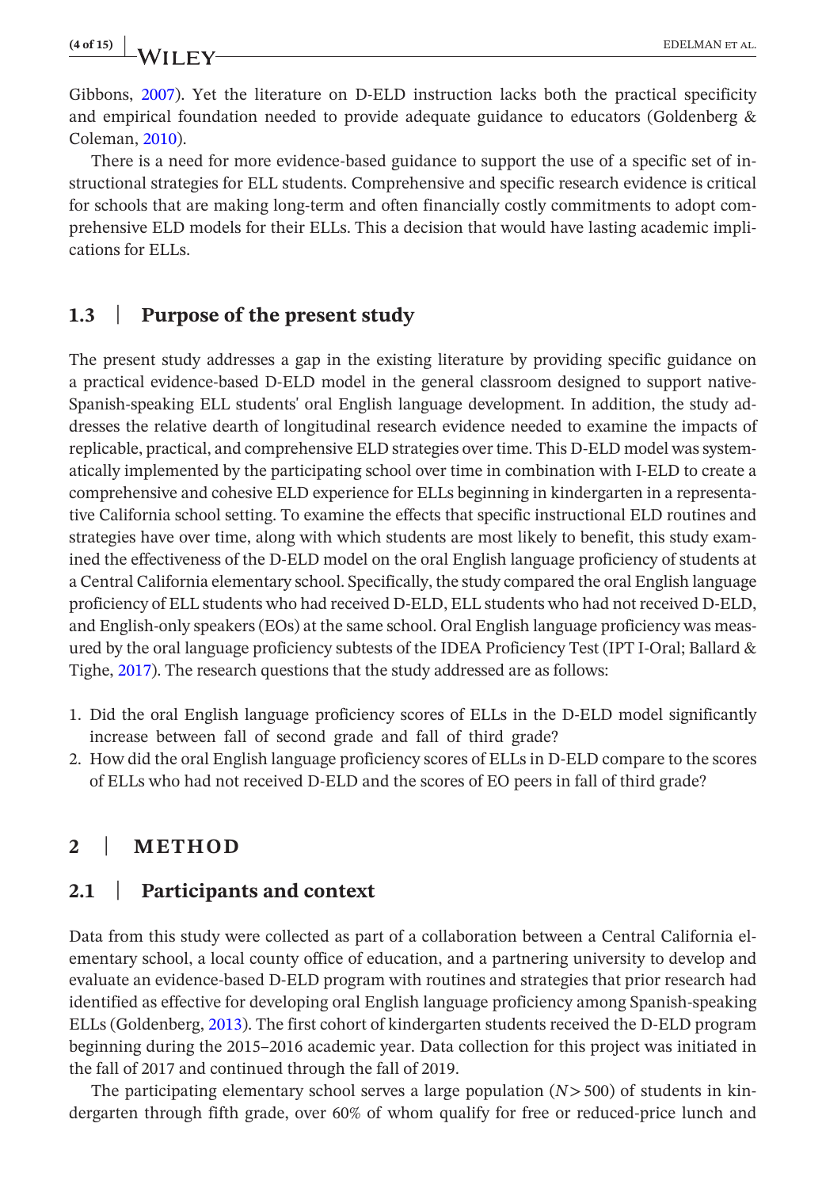Gibbons, 2007). Yet the literature on D-ELD instruction lacks both the practical specificity and empirical foundation needed to provide adequate guidance to educators (Goldenberg & Coleman, 2010).

There is a need for more evidence-based guidance to support the use of a specific set of instructional strategies for ELL students. Comprehensive and specific research evidence is critical for schools that are making long-term and often financially costly commitments to adopt comprehensive ELD models for their ELLs. This a decision that would have lasting academic implications for ELLs.

### 1.3 | Purpose of the present study

The present study addresses a gap in the existing literature by providing specific guidance on a practical evidence-based D-ELD model in the general classroom designed to support native-Spanish-speaking ELL students' oral English language development. In addition, the study addresses the relative dearth of longitudinal research evidence needed to examine the impacts of replicable, practical, and comprehensive ELD strategies over time. This D-ELD model was systematically implemented by the participating school over time in combination with I-ELD to create a comprehensive and cohesive ELD experience for ELLs beginning in kindergarten in a representative California school setting. To examine the effects that specific instructional ELD routines and strategies have over time, along with which students are most likely to benefit, this study examined the effectiveness of the D-ELD model on the oral English language proficiency of students at a Central California elementary school. Specifically, the study compared the oral English language proficiency of ELL students who had received D-ELD, ELL students who had not received D-ELD, and English-only speakers (EOs) at the same school. Oral English language proficiency was measured by the oral language proficiency subtests of the IDEA Proficiency Test (IPT I-Oral; Ballard & Tighe, 2017). The research questions that the study addressed are as follows:

1. Did the oral English language proficiency scores of ELLs in the D-ELD model significantly increase between fall of second grade and fall of third grade?
2. How did the oral English language proficiency scores of ELLs in D-ELD compare to the scores of ELLs who had not received D-ELD and the scores of EO peers in fall of third grade?

## 2 | METHOD

### 2.1 | Participants and context

Data from this study were collected as part of a collaboration between a Central California elementary school, a local county office of education, and a partnering university to develop and evaluate an evidence-based D-ELD program with routines and strategies that prior research had identified as effective for developing oral English language proficiency among Spanish-speaking ELLs (Goldenberg, 2013). The first cohort of kindergarten students received the D-ELD program beginning during the 2015–2016 academic year. Data collection for this project was initiated in the fall of 2017 and continued through the fall of 2019.

The participating elementary school serves a large population ($N > 500$) of students in kindergarten through fifth grade, over 60% of whom qualify for free or reduced-price lunch and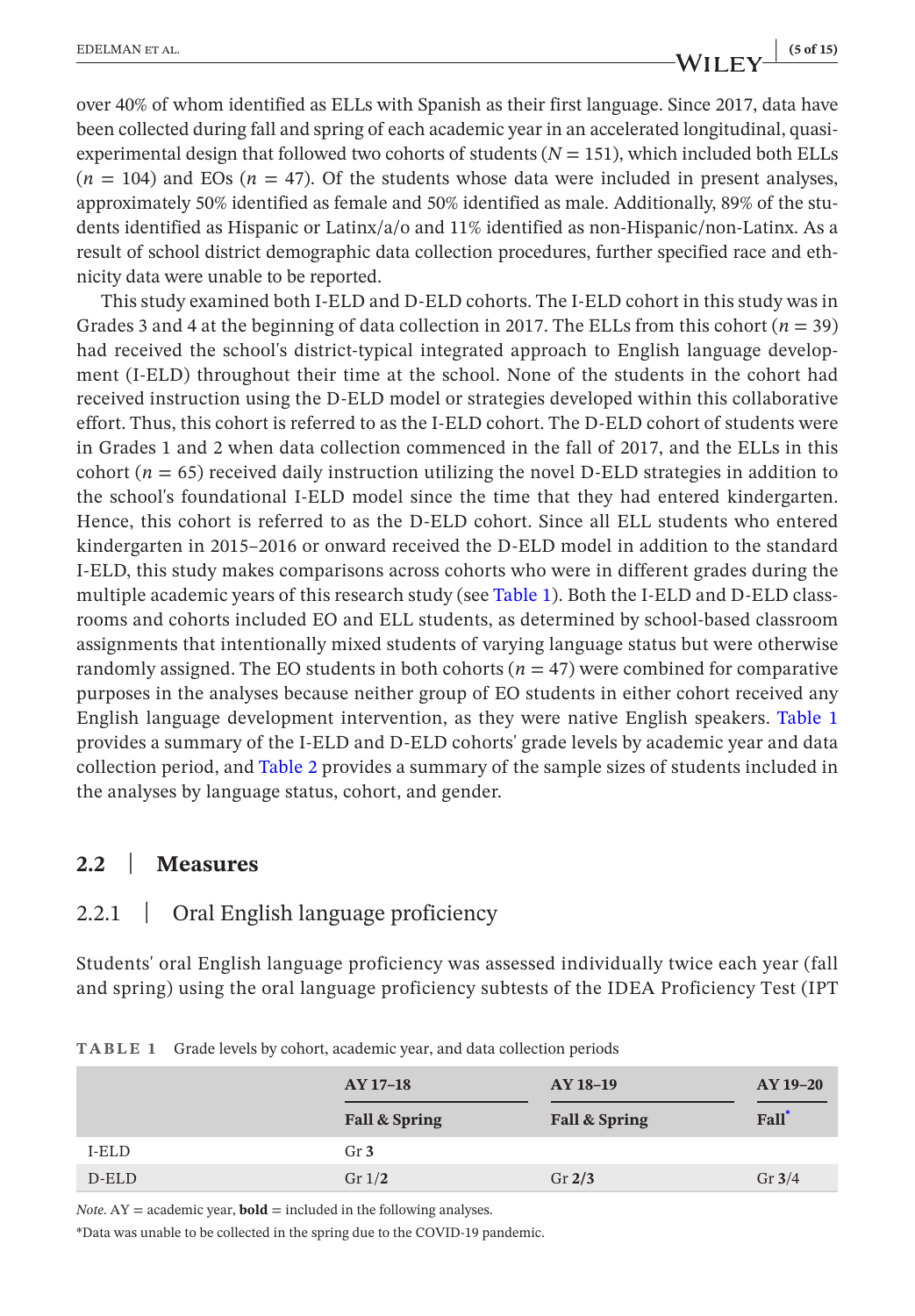over 40% of whom identified as ELLs with Spanish as their first language. Since 2017, data have been collected during fall and spring of each academic year in an accelerated longitudinal, quasi-experimental design that followed two cohorts of students ($N = 151$), which included both ELLs ($n = 104$) and EOs ($n = 47$). Of the students whose data were included in present analyses, approximately 50% identified as female and 50% identified as male. Additionally, 89% of the students identified as Hispanic or Latinx/a/o and 11% identified as non-Hispanic/non-Latinx. As a result of school district demographic data collection procedures, further specified race and ethnicity data were unable to be reported.

This study examined both I-ELD and D-ELD cohorts. The I-ELD cohort in this study was in Grades 3 and 4 at the beginning of data collection in 2017. The ELLs from this cohort ($n = 39$) had received the school's district-typical integrated approach to English language development (I-ELD) throughout their time at the school. None of the students in the cohort had received instruction using the D-ELD model or strategies developed within this collaborative effort. Thus, this cohort is referred to as the I-ELD cohort. The D-ELD cohort of students were in Grades 1 and 2 when data collection commenced in the fall of 2017, and the ELLs in this cohort ($n = 65$) received daily instruction utilizing the novel D-ELD strategies in addition to the school's foundational I-ELD model since the time that they had entered kindergarten. Hence, this cohort is referred to as the D-ELD cohort. Since all ELL students who entered kindergarten in 2015–2016 or onward received the D-ELD model in addition to the standard I-ELD, this study makes comparisons across cohorts who were in different grades during the multiple academic years of this research study (see Table 1). Both the I-ELD and D-ELD classrooms and cohorts included EO and ELL students, as determined by school-based classroom assignments that intentionally mixed students of varying language status but were otherwise randomly assigned. The EO students in both cohorts ($n = 47$) were combined for comparative purposes in the analyses because neither group of EO students in either cohort received any English language development intervention, as they were native English speakers. Table 1 provides a summary of the I-ELD and D-ELD cohorts' grade levels by academic year and data collection period, and Table 2 provides a summary of the sample sizes of students included in the analyses by language status, cohort, and gender.

## 2.2 | Measures

### 2.2.1 | Oral English language proficiency

Students' oral English language proficiency was assessed individually twice each year (fall and spring) using the oral language proficiency subtests of the IDEA Proficiency Test (IPT

**TABLE 1** Grade levels by cohort, academic year, and data collection periods

| | AY 17–18 | AY 18–19 | AY 19–20 |
|---|---|---|---|
| | **Fall & Spring** | **Fall & Spring** | **Fall*** |
| I-ELD | Gr **3** | | |
| D-ELD | Gr 1/**2** | Gr **2/3** | Gr **3**/4 |

*Note.* AY = academic year, **bold** = included in the following analyses.

*Data was unable to be collected in the spring due to the COVID-19 pandemic.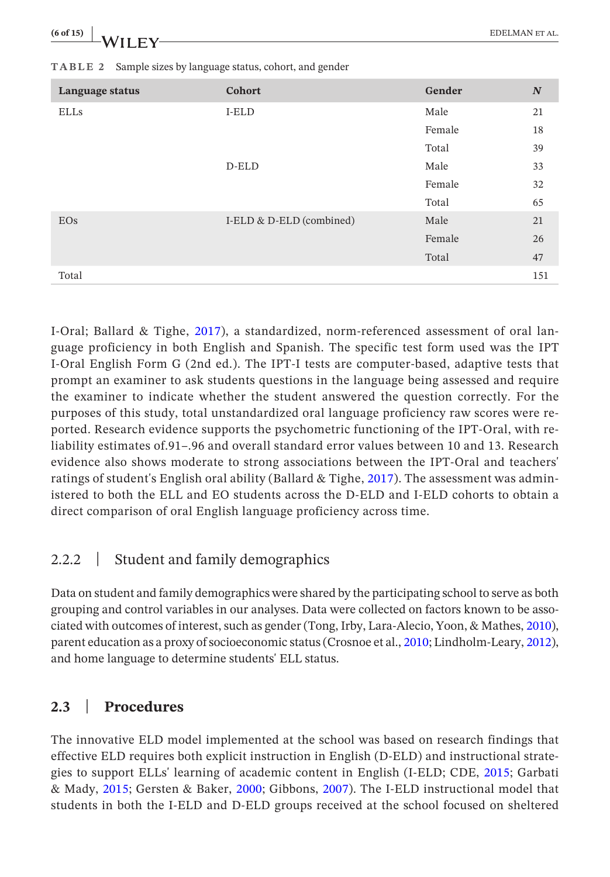TABLE 2 Sample sizes by language status, cohort, and gender

| Language status | Cohort | Gender | *N* |
|---|---|---|---|
| ELLs | I-ELD | Male | 21 |
| | | Female | 18 |
| | | Total | 39 |
| | D-ELD | Male | 33 |
| | | Female | 32 |
| | | Total | 65 |
| EOs | I-ELD & D-ELD (combined) | Male | 21 |
| | | Female | 26 |
| | | Total | 47 |
| Total | | | 151 |

I-Oral; Ballard & Tighe, 2017), a standardized, norm-referenced assessment of oral language proficiency in both English and Spanish. The specific test form used was the IPT I-Oral English Form G (2nd ed.). The IPT-I tests are computer-based, adaptive tests that prompt an examiner to ask students questions in the language being assessed and require the examiner to indicate whether the student answered the question correctly. For the purposes of this study, total unstandardized oral language proficiency raw scores were reported. Research evidence supports the psychometric functioning of the IPT-Oral, with reliability estimates of.91–.96 and overall standard error values between 10 and 13. Research evidence also shows moderate to strong associations between the IPT-Oral and teachers' ratings of student's English oral ability (Ballard & Tighe, 2017). The assessment was administered to both the ELL and EO students across the D-ELD and I-ELD cohorts to obtain a direct comparison of oral English language proficiency across time.

### 2.2.2 | Student and family demographics

Data on student and family demographics were shared by the participating school to serve as both grouping and control variables in our analyses. Data were collected on factors known to be associated with outcomes of interest, such as gender (Tong, Irby, Lara-Alecio, Yoon, & Mathes, 2010), parent education as a proxy of socioeconomic status (Crosnoe et al., 2010; Lindholm-Leary, 2012), and home language to determine students' ELL status.

## 2.3 | Procedures

The innovative ELD model implemented at the school was based on research findings that effective ELD requires both explicit instruction in English (D-ELD) and instructional strategies to support ELLs' learning of academic content in English (I-ELD; CDE, 2015; Garbati & Mady, 2015; Gersten & Baker, 2000; Gibbons, 2007). The I-ELD instructional model that students in both the I-ELD and D-ELD groups received at the school focused on sheltered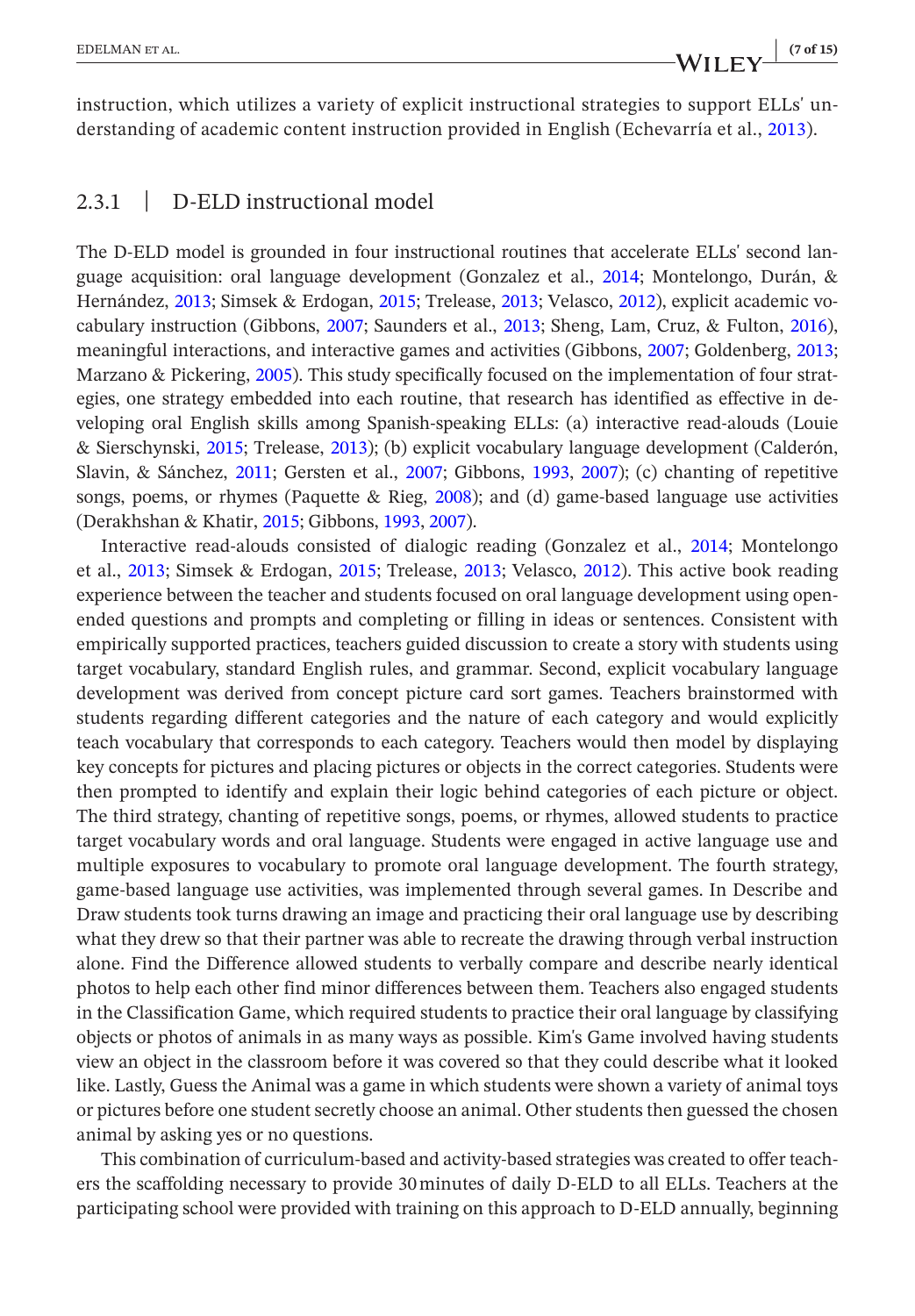instruction, which utilizes a variety of explicit instructional strategies to support ELLs' understanding of academic content instruction provided in English (Echevarría et al., 2013).

### 2.3.1 | D-ELD instructional model

The D-ELD model is grounded in four instructional routines that accelerate ELLs' second language acquisition: oral language development (Gonzalez et al., 2014; Montelongo, Durán, & Hernández, 2013; Simsek & Erdogan, 2015; Trelease, 2013; Velasco, 2012), explicit academic vocabulary instruction (Gibbons, 2007; Saunders et al., 2013; Sheng, Lam, Cruz, & Fulton, 2016), meaningful interactions, and interactive games and activities (Gibbons, 2007; Goldenberg, 2013; Marzano & Pickering, 2005). This study specifically focused on the implementation of four strategies, one strategy embedded into each routine, that research has identified as effective in developing oral English skills among Spanish-speaking ELLs: (a) interactive read-alouds (Louie & Sierschynski, 2015; Trelease, 2013); (b) explicit vocabulary language development (Calderón, Slavin, & Sánchez, 2011; Gersten et al., 2007; Gibbons, 1993, 2007); (c) chanting of repetitive songs, poems, or rhymes (Paquette & Rieg, 2008); and (d) game-based language use activities (Derakhshan & Khatir, 2015; Gibbons, 1993, 2007).

Interactive read-alouds consisted of dialogic reading (Gonzalez et al., 2014; Montelongo et al., 2013; Simsek & Erdogan, 2015; Trelease, 2013; Velasco, 2012). This active book reading experience between the teacher and students focused on oral language development using open-ended questions and prompts and completing or filling in ideas or sentences. Consistent with empirically supported practices, teachers guided discussion to create a story with students using target vocabulary, standard English rules, and grammar. Second, explicit vocabulary language development was derived from concept picture card sort games. Teachers brainstormed with students regarding different categories and the nature of each category and would explicitly teach vocabulary that corresponds to each category. Teachers would then model by displaying key concepts for pictures and placing pictures or objects in the correct categories. Students were then prompted to identify and explain their logic behind categories of each picture or object. The third strategy, chanting of repetitive songs, poems, or rhymes, allowed students to practice target vocabulary words and oral language. Students were engaged in active language use and multiple exposures to vocabulary to promote oral language development. The fourth strategy, game-based language use activities, was implemented through several games. In Describe and Draw students took turns drawing an image and practicing their oral language use by describing what they drew so that their partner was able to recreate the drawing through verbal instruction alone. Find the Difference allowed students to verbally compare and describe nearly identical photos to help each other find minor differences between them. Teachers also engaged students in the Classification Game, which required students to practice their oral language by classifying objects or photos of animals in as many ways as possible. Kim's Game involved having students view an object in the classroom before it was covered so that they could describe what it looked like. Lastly, Guess the Animal was a game in which students were shown a variety of animal toys or pictures before one student secretly choose an animal. Other students then guessed the chosen animal by asking yes or no questions.

This combination of curriculum-based and activity-based strategies was created to offer teachers the scaffolding necessary to provide 30 minutes of daily D-ELD to all ELLs. Teachers at the participating school were provided with training on this approach to D-ELD annually, beginning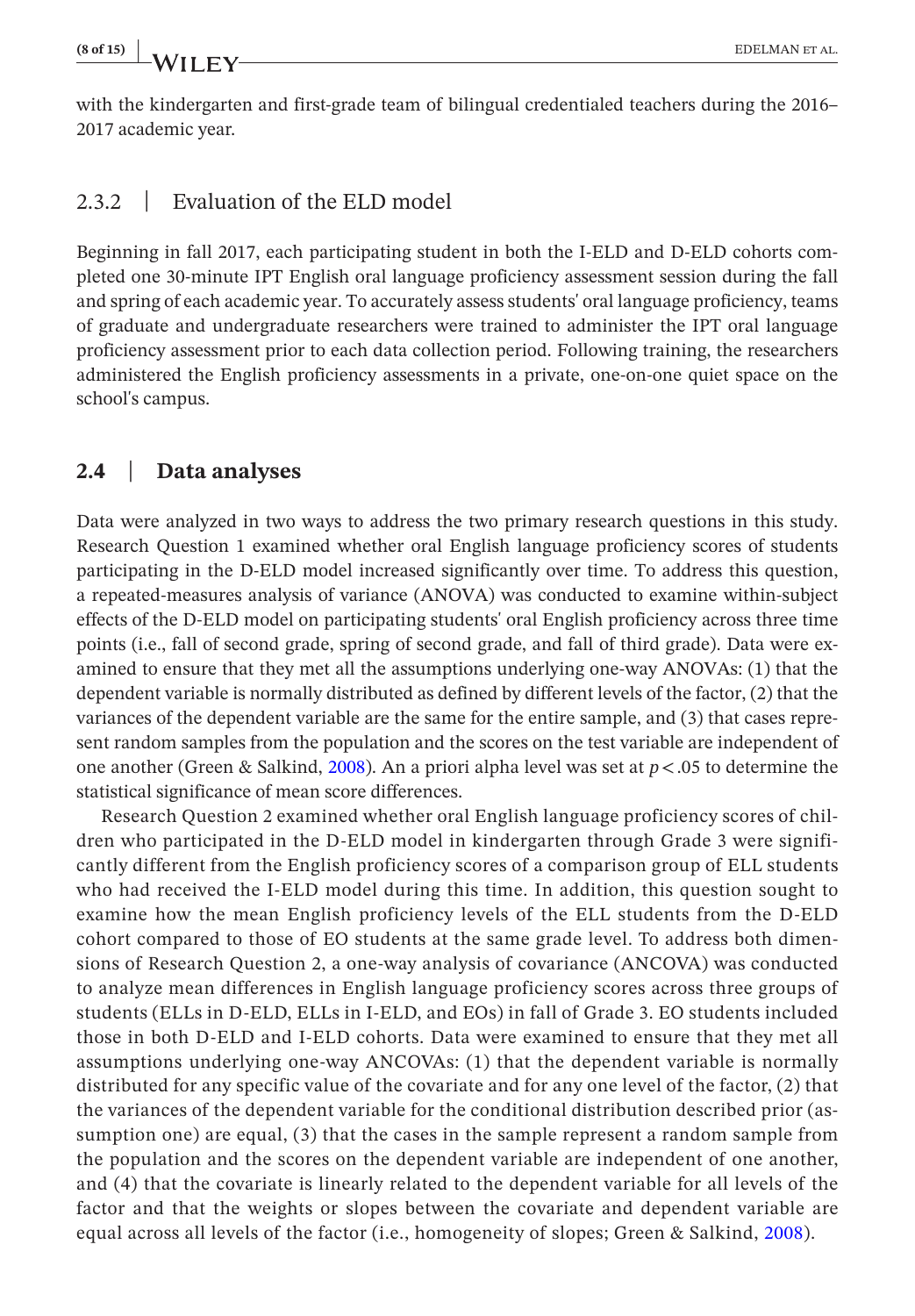with the kindergarten and first-grade team of bilingual credentialed teachers during the 2016–2017 academic year.

### 2.3.2 | Evaluation of the ELD model

Beginning in fall 2017, each participating student in both the I-ELD and D-ELD cohorts completed one 30-minute IPT English oral language proficiency assessment session during the fall and spring of each academic year. To accurately assess students' oral language proficiency, teams of graduate and undergraduate researchers were trained to administer the IPT oral language proficiency assessment prior to each data collection period. Following training, the researchers administered the English proficiency assessments in a private, one-on-one quiet space on the school's campus.

## 2.4 | Data analyses

Data were analyzed in two ways to address the two primary research questions in this study. Research Question 1 examined whether oral English language proficiency scores of students participating in the D-ELD model increased significantly over time. To address this question, a repeated-measures analysis of variance (ANOVA) was conducted to examine within-subject effects of the D-ELD model on participating students' oral English proficiency across three time points (i.e., fall of second grade, spring of second grade, and fall of third grade). Data were examined to ensure that they met all the assumptions underlying one-way ANOVAs: (1) that the dependent variable is normally distributed as defined by different levels of the factor, (2) that the variances of the dependent variable are the same for the entire sample, and (3) that cases represent random samples from the population and the scores on the test variable are independent of one another (Green & Salkind, 2008). An a priori alpha level was set at $p < .05$ to determine the statistical significance of mean score differences.

Research Question 2 examined whether oral English language proficiency scores of children who participated in the D-ELD model in kindergarten through Grade 3 were significantly different from the English proficiency scores of a comparison group of ELL students who had received the I-ELD model during this time. In addition, this question sought to examine how the mean English proficiency levels of the ELL students from the D-ELD cohort compared to those of EO students at the same grade level. To address both dimensions of Research Question 2, a one-way analysis of covariance (ANCOVA) was conducted to analyze mean differences in English language proficiency scores across three groups of students (ELLs in D-ELD, ELLs in I-ELD, and EOs) in fall of Grade 3. EO students included those in both D-ELD and I-ELD cohorts. Data were examined to ensure that they met all assumptions underlying one-way ANCOVAs: (1) that the dependent variable is normally distributed for any specific value of the covariate and for any one level of the factor, (2) that the variances of the dependent variable for the conditional distribution described prior (assumption one) are equal, (3) that the cases in the sample represent a random sample from the population and the scores on the dependent variable are independent of one another, and (4) that the covariate is linearly related to the dependent variable for all levels of the factor and that the weights or slopes between the covariate and dependent variable are equal across all levels of the factor (i.e., homogeneity of slopes; Green & Salkind, 2008).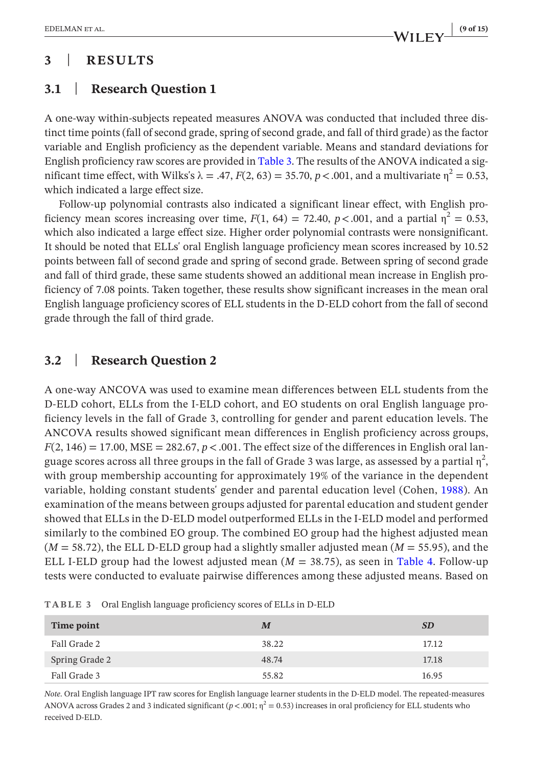## 3 | RESULTS

### 3.1 | Research Question 1

A one-way within-subjects repeated measures ANOVA was conducted that included three distinct time points (fall of second grade, spring of second grade, and fall of third grade) as the factor variable and English proficiency as the dependent variable. Means and standard deviations for English proficiency raw scores are provided in Table 3. The results of the ANOVA indicated a significant time effect, with Wilks's $\lambda = .47$, $F(2, 63) = 35.70$, $p < .001$, and a multivariate $\eta^2 = 0.53$, which indicated a large effect size.

Follow-up polynomial contrasts also indicated a significant linear effect, with English proficiency mean scores increasing over time, $F(1, 64) = 72.40$, $p < .001$, and a partial $\eta^2 = 0.53$, which also indicated a large effect size. Higher order polynomial contrasts were nonsignificant. It should be noted that ELLs' oral English language proficiency mean scores increased by 10.52 points between fall of second grade and spring of second grade. Between spring of second grade and fall of third grade, these same students showed an additional mean increase in English proficiency of 7.08 points. Taken together, these results show significant increases in the mean oral English language proficiency scores of ELL students in the D-ELD cohort from the fall of second grade through the fall of third grade.

### 3.2 | Research Question 2

A one-way ANCOVA was used to examine mean differences between ELL students from the D-ELD cohort, ELLs from the I-ELD cohort, and EO students on oral English language proficiency levels in the fall of Grade 3, controlling for gender and parent education levels. The ANCOVA results showed significant mean differences in English proficiency across groups, $F(2, 146) = 17.00$, MSE = 282.67, $p < .001$. The effect size of the differences in English oral language scores across all three groups in the fall of Grade 3 was large, as assessed by a partial $\eta^2$, with group membership accounting for approximately 19% of the variance in the dependent variable, holding constant students' gender and parental education level (Cohen, 1988). An examination of the means between groups adjusted for parental education and student gender showed that ELLs in the D-ELD model outperformed ELLs in the I-ELD model and performed similarly to the combined EO group. The combined EO group had the highest adjusted mean ($M = 58.72$), the ELL D-ELD group had a slightly smaller adjusted mean ($M = 55.95$), and the ELL I-ELD group had the lowest adjusted mean ($M = 38.75$), as seen in Table 4. Follow-up tests were conducted to evaluate pairwise differences among these adjusted means. Based on

**TABLE 3** Oral English language proficiency scores of ELLs in D-ELD

| Time point | *M* | *SD* |
|---|---|---|
| Fall Grade 2 | 38.22 | 17.12 |
| Spring Grade 2 | 48.74 | 17.18 |
| Fall Grade 3 | 55.82 | 16.95 |

*Note*. Oral English language IPT raw scores for English language learner students in the D-ELD model. The repeated-measures ANOVA across Grades 2 and 3 indicated significant ($p < .001$; $\eta^2 = 0.53$) increases in oral proficiency for ELL students who received D-ELD.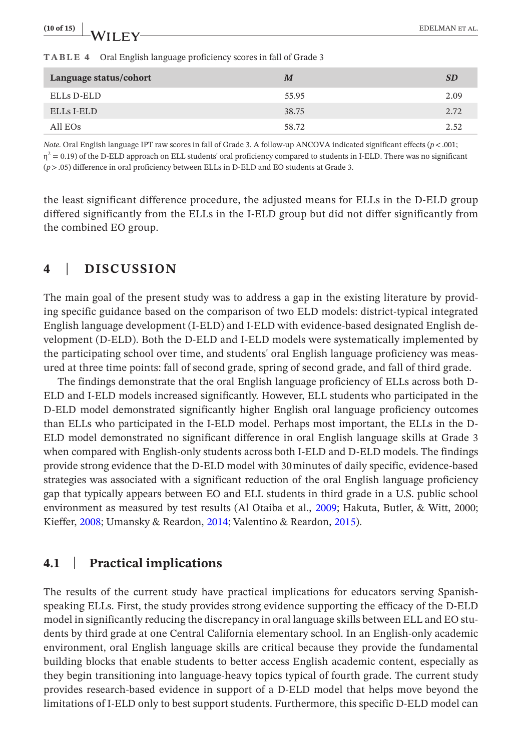**TABLE 4** Oral English language proficiency scores in fall of Grade 3

| Language status/cohort | *M* | *SD* |
|---|---|---|
| ELLs D-ELD | 55.95 | 2.09 |
| ELLs I-ELD | 38.75 | 2.72 |
| All EOs | 58.72 | 2.52 |

*Note.* Oral English language IPT raw scores in fall of Grade 3. A follow-up ANCOVA indicated significant effects ($p < .001$; $\eta^2 = 0.19$) of the D-ELD approach on ELL students' oral proficiency compared to students in I-ELD. There was no significant ($p > .05$) difference in oral proficiency between ELLs in D-ELD and EO students at Grade 3.

the least significant difference procedure, the adjusted means for ELLs in the D-ELD group differed significantly from the ELLs in the I-ELD group but did not differ significantly from the combined EO group.

## 4 | DISCUSSION

The main goal of the present study was to address a gap in the existing literature by providing specific guidance based on the comparison of two ELD models: district-typical integrated English language development (I-ELD) and I-ELD with evidence-based designated English development (D-ELD). Both the D-ELD and I-ELD models were systematically implemented by the participating school over time, and students' oral English language proficiency was measured at three time points: fall of second grade, spring of second grade, and fall of third grade.

The findings demonstrate that the oral English language proficiency of ELLs across both D-ELD and I-ELD models increased significantly. However, ELL students who participated in the D-ELD model demonstrated significantly higher English oral language proficiency outcomes than ELLs who participated in the I-ELD model. Perhaps most important, the ELLs in the D-ELD model demonstrated no significant difference in oral English language skills at Grade 3 when compared with English-only students across both I-ELD and D-ELD models. The findings provide strong evidence that the D-ELD model with 30 minutes of daily specific, evidence-based strategies was associated with a significant reduction of the oral English language proficiency gap that typically appears between EO and ELL students in third grade in a U.S. public school environment as measured by test results (Al Otaiba et al., 2009; Hakuta, Butler, & Witt, 2000; Kieffer, 2008; Umansky & Reardon, 2014; Valentino & Reardon, 2015).

### 4.1 | Practical implications

The results of the current study have practical implications for educators serving Spanish-speaking ELLs. First, the study provides strong evidence supporting the efficacy of the D-ELD model in significantly reducing the discrepancy in oral language skills between ELL and EO students by third grade at one Central California elementary school. In an English-only academic environment, oral English language skills are critical because they provide the fundamental building blocks that enable students to better access English academic content, especially as they begin transitioning into language-heavy topics typical of fourth grade. The current study provides research-based evidence in support of a D-ELD model that helps move beyond the limitations of I-ELD only to best support students. Furthermore, this specific D-ELD model can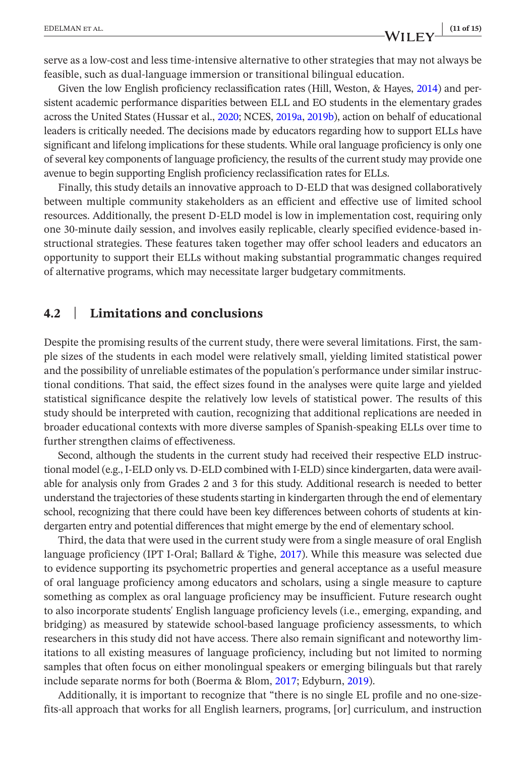serve as a low-cost and less time-intensive alternative to other strategies that may not always be feasible, such as dual-language immersion or transitional bilingual education.

Given the low English proficiency reclassification rates (Hill, Weston, & Hayes, 2014) and persistent academic performance disparities between ELL and EO students in the elementary grades across the United States (Hussar et al., 2020; NCES, 2019a, 2019b), action on behalf of educational leaders is critically needed. The decisions made by educators regarding how to support ELLs have significant and lifelong implications for these students. While oral language proficiency is only one of several key components of language proficiency, the results of the current study may provide one avenue to begin supporting English proficiency reclassification rates for ELLs.

Finally, this study details an innovative approach to D-ELD that was designed collaboratively between multiple community stakeholders as an efficient and effective use of limited school resources. Additionally, the present D-ELD model is low in implementation cost, requiring only one 30-minute daily session, and involves easily replicable, clearly specified evidence-based instructional strategies. These features taken together may offer school leaders and educators an opportunity to support their ELLs without making substantial programmatic changes required of alternative programs, which may necessitate larger budgetary commitments.

## 4.2 | Limitations and conclusions

Despite the promising results of the current study, there were several limitations. First, the sample sizes of the students in each model were relatively small, yielding limited statistical power and the possibility of unreliable estimates of the population's performance under similar instructional conditions. That said, the effect sizes found in the analyses were quite large and yielded statistical significance despite the relatively low levels of statistical power. The results of this study should be interpreted with caution, recognizing that additional replications are needed in broader educational contexts with more diverse samples of Spanish-speaking ELLs over time to further strengthen claims of effectiveness.

Second, although the students in the current study had received their respective ELD instructional model (e.g., I-ELD only vs. D-ELD combined with I-ELD) since kindergarten, data were available for analysis only from Grades 2 and 3 for this study. Additional research is needed to better understand the trajectories of these students starting in kindergarten through the end of elementary school, recognizing that there could have been key differences between cohorts of students at kindergarten entry and potential differences that might emerge by the end of elementary school.

Third, the data that were used in the current study were from a single measure of oral English language proficiency (IPT I-Oral; Ballard & Tighe, 2017). While this measure was selected due to evidence supporting its psychometric properties and general acceptance as a useful measure of oral language proficiency among educators and scholars, using a single measure to capture something as complex as oral language proficiency may be insufficient. Future research ought to also incorporate students' English language proficiency levels (i.e., emerging, expanding, and bridging) as measured by statewide school-based language proficiency assessments, to which researchers in this study did not have access. There also remain significant and noteworthy limitations to all existing measures of language proficiency, including but not limited to norming samples that often focus on either monolingual speakers or emerging bilinguals but that rarely include separate norms for both (Boerma & Blom, 2017; Edyburn, 2019).

Additionally, it is important to recognize that "there is no single EL profile and no one-size-fits-all approach that works for all English learners, programs, [or] curriculum, and instruction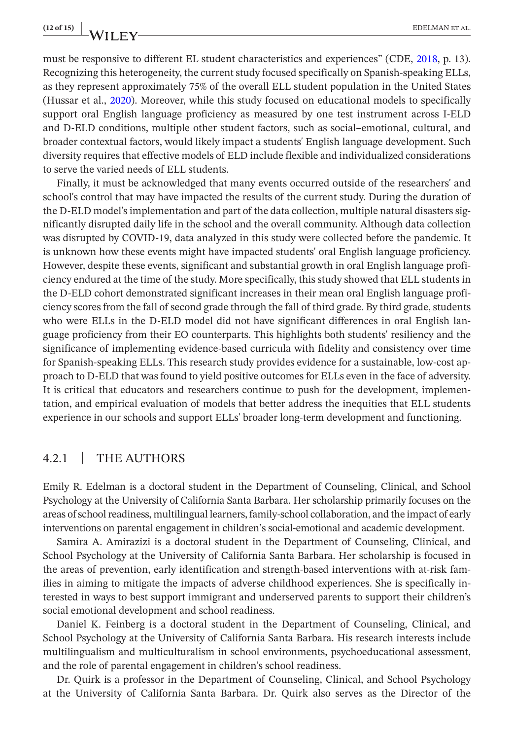must be responsive to different EL student characteristics and experiences" (CDE, 2018, p. 13). Recognizing this heterogeneity, the current study focused specifically on Spanish-speaking ELLs, as they represent approximately 75% of the overall ELL student population in the United States (Hussar et al., 2020). Moreover, while this study focused on educational models to specifically support oral English language proficiency as measured by one test instrument across I-ELD and D-ELD conditions, multiple other student factors, such as social–emotional, cultural, and broader contextual factors, would likely impact a students' English language development. Such diversity requires that effective models of ELD include flexible and individualized considerations to serve the varied needs of ELL students.

Finally, it must be acknowledged that many events occurred outside of the researchers' and school's control that may have impacted the results of the current study. During the duration of the D-ELD model's implementation and part of the data collection, multiple natural disasters significantly disrupted daily life in the school and the overall community. Although data collection was disrupted by COVID-19, data analyzed in this study were collected before the pandemic. It is unknown how these events might have impacted students' oral English language proficiency. However, despite these events, significant and substantial growth in oral English language proficiency endured at the time of the study. More specifically, this study showed that ELL students in the D-ELD cohort demonstrated significant increases in their mean oral English language proficiency scores from the fall of second grade through the fall of third grade. By third grade, students who were ELLs in the D-ELD model did not have significant differences in oral English language proficiency from their EO counterparts. This highlights both students' resiliency and the significance of implementing evidence-based curricula with fidelity and consistency over time for Spanish-speaking ELLs. This research study provides evidence for a sustainable, low-cost approach to D-ELD that was found to yield positive outcomes for ELLs even in the face of adversity. It is critical that educators and researchers continue to push for the development, implementation, and empirical evaluation of models that better address the inequities that ELL students experience in our schools and support ELLs' broader long-term development and functioning.

### 4.2.1 | THE AUTHORS

Emily R. Edelman is a doctoral student in the Department of Counseling, Clinical, and School Psychology at the University of California Santa Barbara. Her scholarship primarily focuses on the areas of school readiness, multilingual learners, family-school collaboration, and the impact of early interventions on parental engagement in children's social-emotional and academic development.

Samira A. Amirazizi is a doctoral student in the Department of Counseling, Clinical, and School Psychology at the University of California Santa Barbara. Her scholarship is focused in the areas of prevention, early identification and strength-based interventions with at-risk families in aiming to mitigate the impacts of adverse childhood experiences. She is specifically interested in ways to best support immigrant and underserved parents to support their children's social emotional development and school readiness.

Daniel K. Feinberg is a doctoral student in the Department of Counseling, Clinical, and School Psychology at the University of California Santa Barbara. His research interests include multilingualism and multiculturalism in school environments, psychoeducational assessment, and the role of parental engagement in children's school readiness.

Dr. Quirk is a professor in the Department of Counseling, Clinical, and School Psychology at the University of California Santa Barbara. Dr. Quirk also serves as the Director of the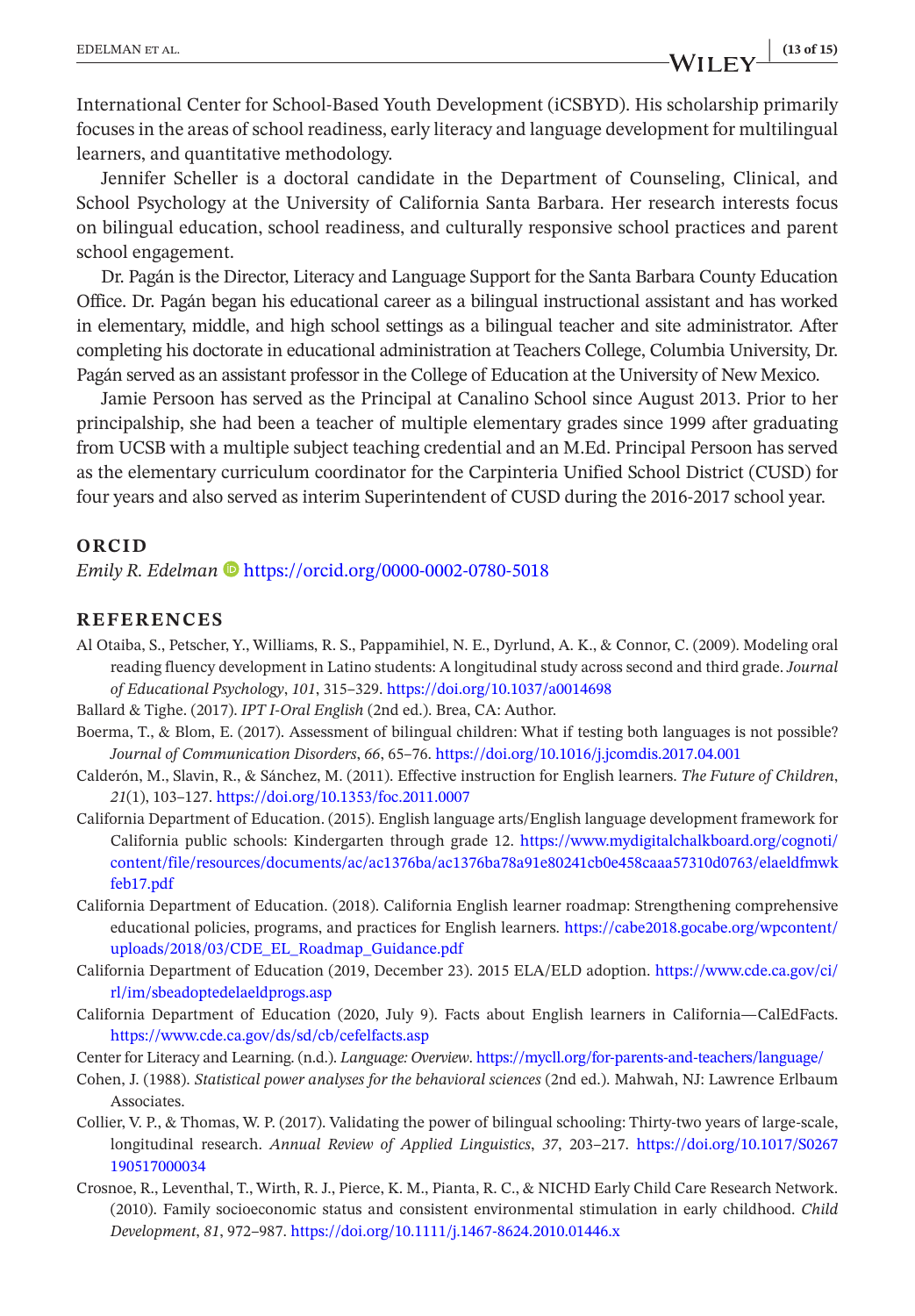International Center for School-Based Youth Development (iCSBYD). His scholarship primarily focuses in the areas of school readiness, early literacy and language development for multilingual learners, and quantitative methodology.

Jennifer Scheller is a doctoral candidate in the Department of Counseling, Clinical, and School Psychology at the University of California Santa Barbara. Her research interests focus on bilingual education, school readiness, and culturally responsive school practices and parent school engagement.

Dr. Pagán is the Director, Literacy and Language Support for the Santa Barbara County Education Office. Dr. Pagán began his educational career as a bilingual instructional assistant and has worked in elementary, middle, and high school settings as a bilingual teacher and site administrator. After completing his doctorate in educational administration at Teachers College, Columbia University, Dr. Pagán served as an assistant professor in the College of Education at the University of New Mexico.

Jamie Persoon has served as the Principal at Canalino School since August 2013. Prior to her principalship, she had been a teacher of multiple elementary grades since 1999 after graduating from UCSB with a multiple subject teaching credential and an M.Ed. Principal Persoon has served as the elementary curriculum coordinator for the Carpinteria Unified School District (CUSD) for four years and also served as interim Superintendent of CUSD during the 2016-2017 school year.

## ORCID

*Emily R. Edelman* https://orcid.org/0000-0002-0780-5018

## REFERENCES

Al Otaiba, S., Petscher, Y., Williams, R. S., Pappamihiel, N. E., Dyrlund, A. K., & Connor, C. (2009). Modeling oral reading fluency development in Latino students: A longitudinal study across second and third grade. *Journal of Educational Psychology*, *101*, 315–329. https://doi.org/10.1037/a0014698

Ballard & Tighe. (2017). *IPT I-Oral English* (2nd ed.). Brea, CA: Author.

Boerma, T., & Blom, E. (2017). Assessment of bilingual children: What if testing both languages is not possible? *Journal of Communication Disorders*, *66*, 65–76. https://doi.org/10.1016/j.jcomdis.2017.04.001

Calderón, M., Slavin, R., & Sánchez, M. (2011). Effective instruction for English learners. *The Future of Children*, *21*(1), 103–127. https://doi.org/10.1353/foc.2011.0007

California Department of Education. (2015). English language arts/English language development framework for California public schools: Kindergarten through grade 12. https://www.mydigitalchalkboard.org/cognoti/content/file/resources/documents/ac/ac1376ba/ac1376ba78a91e80241cb0e458caaa57310d0763/elaeldfmwkfeb17.pdf

California Department of Education. (2018). California English learner roadmap: Strengthening comprehensive educational policies, programs, and practices for English learners. https://cabe2018.gocabe.org/wpcontent/uploads/2018/03/CDE_EL_Roadmap_Guidance.pdf

California Department of Education (2019, December 23). 2015 ELA/ELD adoption. https://www.cde.ca.gov/ci/rl/im/sbeadoptedelaeldprogs.asp

California Department of Education (2020, July 9). Facts about English learners in California—CalEdFacts. https://www.cde.ca.gov/ds/sd/cb/cefelfacts.asp

Center for Literacy and Learning. (n.d.). *Language: Overview*. https://mycll.org/for-parents-and-teachers/language/

Cohen, J. (1988). *Statistical power analyses for the behavioral sciences* (2nd ed.). Mahwah, NJ: Lawrence Erlbaum Associates.

Collier, V. P., & Thomas, W. P. (2017). Validating the power of bilingual schooling: Thirty-two years of large-scale, longitudinal research. *Annual Review of Applied Linguistics*, *37*, 203–217. https://doi.org/10.1017/S0267190517000034

Crosnoe, R., Leventhal, T., Wirth, R. J., Pierce, K. M., Pianta, R. C., & NICHD Early Child Care Research Network. (2010). Family socioeconomic status and consistent environmental stimulation in early childhood. *Child Development*, *81*, 972–987. https://doi.org/10.1111/j.1467-8624.2010.01446.x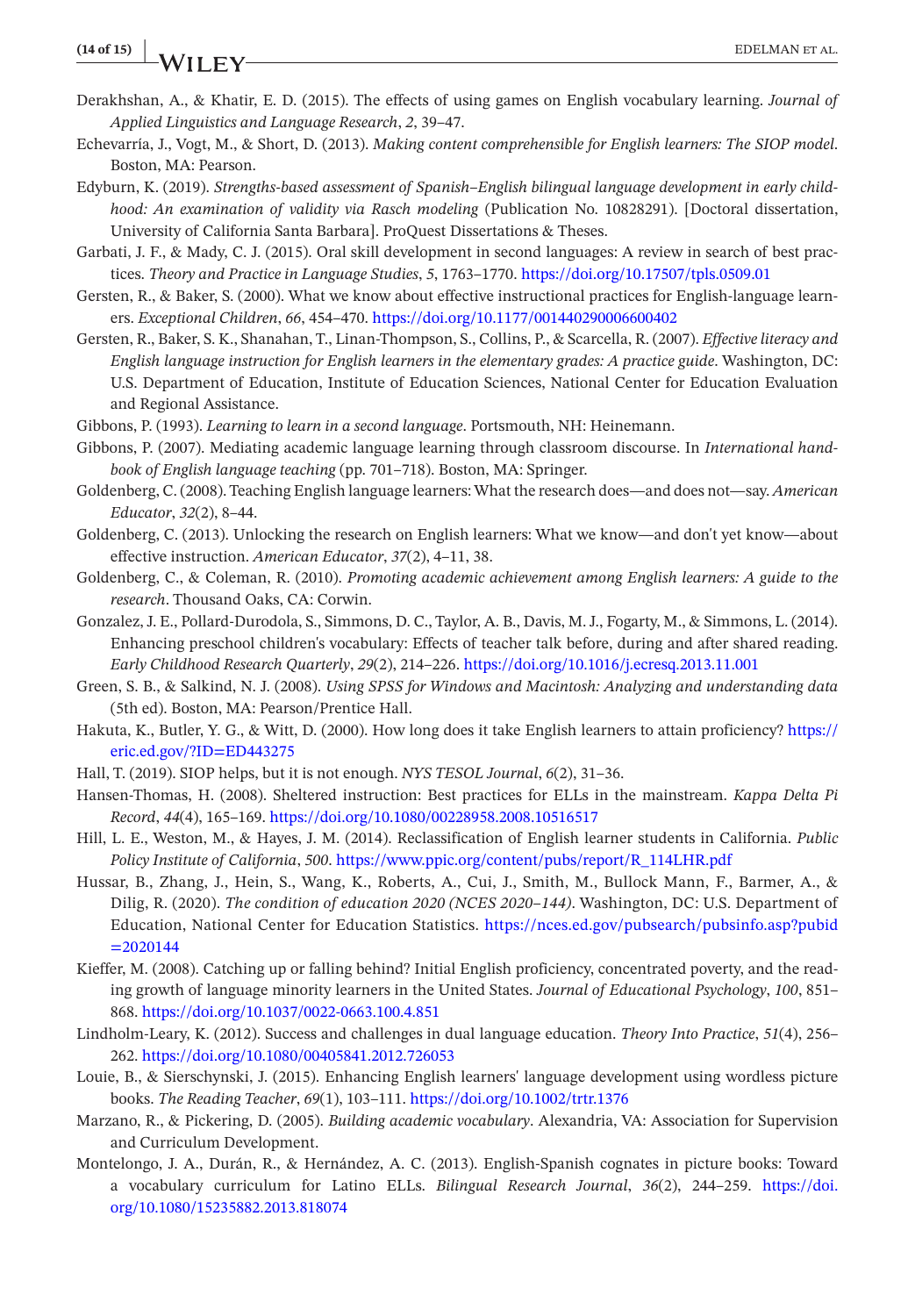Derakhshan, A., & Khatir, E. D. (2015). The effects of using games on English vocabulary learning. *Journal of Applied Linguistics and Language Research*, *2*, 39–47.

Echevarría, J., Vogt, M., & Short, D. (2013). *Making content comprehensible for English learners: The SIOP model*. Boston, MA: Pearson.

Edyburn, K. (2019). *Strengths-based assessment of Spanish–English bilingual language development in early childhood: An examination of validity via Rasch modeling* (Publication No. 10828291). [Doctoral dissertation, University of California Santa Barbara]. ProQuest Dissertations & Theses.

Garbati, J. F., & Mady, C. J. (2015). Oral skill development in second languages: A review in search of best practices. *Theory and Practice in Language Studies*, *5*, 1763–1770. https://doi.org/10.17507/tpls.0509.01

Gersten, R., & Baker, S. (2000). What we know about effective instructional practices for English-language learners. *Exceptional Children*, *66*, 454–470. https://doi.org/10.1177/001440290006600402

Gersten, R., Baker, S. K., Shanahan, T., Linan-Thompson, S., Collins, P., & Scarcella, R. (2007). *Effective literacy and English language instruction for English learners in the elementary grades: A practice guide*. Washington, DC: U.S. Department of Education, Institute of Education Sciences, National Center for Education Evaluation and Regional Assistance.

Gibbons, P. (1993). *Learning to learn in a second language*. Portsmouth, NH: Heinemann.

Gibbons, P. (2007). Mediating academic language learning through classroom discourse. In *International handbook of English language teaching* (pp. 701–718). Boston, MA: Springer.

Goldenberg, C. (2008). Teaching English language learners: What the research does—and does not—say. *American Educator*, *32*(2), 8–44.

Goldenberg, C. (2013). Unlocking the research on English learners: What we know—and don't yet know—about effective instruction. *American Educator*, *37*(2), 4–11, 38.

Goldenberg, C., & Coleman, R. (2010). *Promoting academic achievement among English learners: A guide to the research*. Thousand Oaks, CA: Corwin.

Gonzalez, J. E., Pollard-Durodola, S., Simmons, D. C., Taylor, A. B., Davis, M. J., Fogarty, M., & Simmons, L. (2014). Enhancing preschool children's vocabulary: Effects of teacher talk before, during and after shared reading. *Early Childhood Research Quarterly*, *29*(2), 214–226. https://doi.org/10.1016/j.ecresq.2013.11.001

Green, S. B., & Salkind, N. J. (2008). *Using SPSS for Windows and Macintosh: Analyzing and understanding data* (5th ed). Boston, MA: Pearson/Prentice Hall.

Hakuta, K., Butler, Y. G., & Witt, D. (2000). How long does it take English learners to attain proficiency? https://eric.ed.gov/?ID=ED443275

Hall, T. (2019). SIOP helps, but it is not enough. *NYS TESOL Journal*, *6*(2), 31–36.

Hansen-Thomas, H. (2008). Sheltered instruction: Best practices for ELLs in the mainstream. *Kappa Delta Pi Record*, *44*(4), 165–169. https://doi.org/10.1080/00228958.2008.10516517

Hill, L. E., Weston, M., & Hayes, J. M. (2014). Reclassification of English learner students in California. *Public Policy Institute of California*, *500*. https://www.ppic.org/content/pubs/report/R_114LHR.pdf

Hussar, B., Zhang, J., Hein, S., Wang, K., Roberts, A., Cui, J., Smith, M., Bullock Mann, F., Barmer, A., & Dilig, R. (2020). *The condition of education 2020 (NCES 2020–144)*. Washington, DC: U.S. Department of Education, National Center for Education Statistics. https://nces.ed.gov/pubsearch/pubsinfo.asp?pubid=2020144

Kieffer, M. (2008). Catching up or falling behind? Initial English proficiency, concentrated poverty, and the reading growth of language minority learners in the United States. *Journal of Educational Psychology*, *100*, 851–868. https://doi.org/10.1037/0022-0663.100.4.851

Lindholm-Leary, K. (2012). Success and challenges in dual language education. *Theory Into Practice*, *51*(4), 256–262. https://doi.org/10.1080/00405841.2012.726053

Louie, B., & Sierschynski, J. (2015). Enhancing English learners' language development using wordless picture books. *The Reading Teacher*, *69*(1), 103–111. https://doi.org/10.1002/trtr.1376

Marzano, R., & Pickering, D. (2005). *Building academic vocabulary*. Alexandria, VA: Association for Supervision and Curriculum Development.

Montelongo, J. A., Durán, R., & Hernández, A. C. (2013). English-Spanish cognates in picture books: Toward a vocabulary curriculum for Latino ELLs. *Bilingual Research Journal*, *36*(2), 244–259. https://doi.org/10.1080/15235882.2013.818074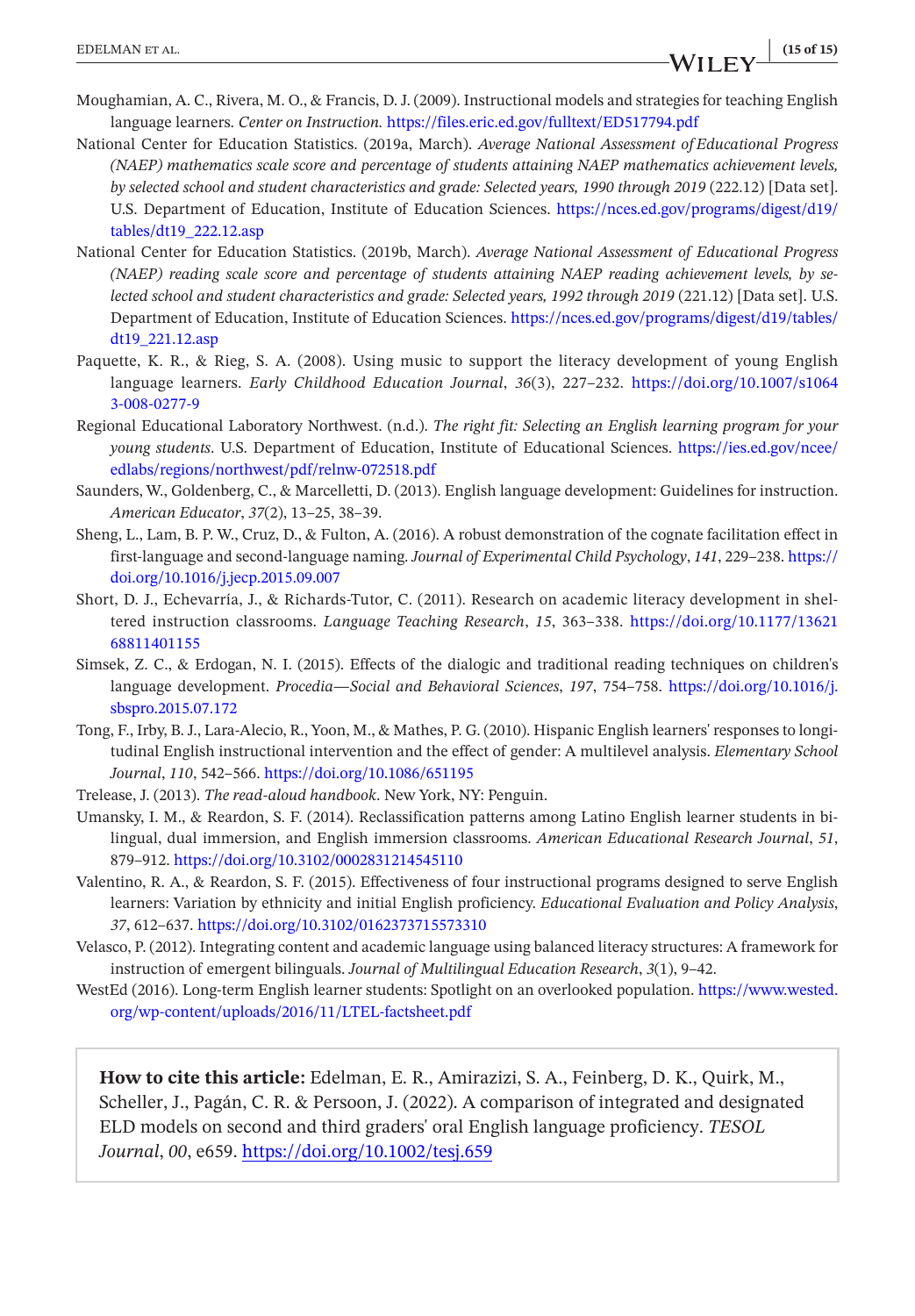Moughamian, A. C., Rivera, M. O., & Francis, D. J. (2009). Instructional models and strategies for teaching English language learners. *Center on Instruction.* https://files.eric.ed.gov/fulltext/ED517794.pdf

National Center for Education Statistics. (2019a, March). *Average National Assessment of Educational Progress (NAEP) mathematics scale score and percentage of students attaining NAEP mathematics achievement levels, by selected school and student characteristics and grade: Selected years, 1990 through 2019* (222.12) [Data set]. U.S. Department of Education, Institute of Education Sciences. https://nces.ed.gov/programs/digest/d19/tables/dt19_222.12.asp

National Center for Education Statistics. (2019b, March). *Average National Assessment of Educational Progress (NAEP) reading scale score and percentage of students attaining NAEP reading achievement levels, by selected school and student characteristics and grade: Selected years, 1992 through 2019* (221.12) [Data set]. U.S. Department of Education, Institute of Education Sciences. https://nces.ed.gov/programs/digest/d19/tables/dt19_221.12.asp

Paquette, K. R., & Rieg, S. A. (2008). Using music to support the literacy development of young English language learners. *Early Childhood Education Journal*, *36*(3), 227–232. https://doi.org/10.1007/s10643-008-0277-9

Regional Educational Laboratory Northwest. (n.d.). *The right fit: Selecting an English learning program for your young students*. U.S. Department of Education, Institute of Educational Sciences. https://ies.ed.gov/ncee/edlabs/regions/northwest/pdf/relnw-072518.pdf

Saunders, W., Goldenberg, C., & Marcelletti, D. (2013). English language development: Guidelines for instruction. *American Educator*, *37*(2), 13–25, 38–39.

Sheng, L., Lam, B. P. W., Cruz, D., & Fulton, A. (2016). A robust demonstration of the cognate facilitation effect in first-language and second-language naming. *Journal of Experimental Child Psychology*, *141*, 229–238. https://doi.org/10.1016/j.jecp.2015.09.007

Short, D. J., Echevarría, J., & Richards-Tutor, C. (2011). Research on academic literacy development in sheltered instruction classrooms. *Language Teaching Research*, *15*, 363–338. https://doi.org/10.1177/1362168811401155

Simsek, Z. C., & Erdogan, N. I. (2015). Effects of the dialogic and traditional reading techniques on children's language development. *Procedia—Social and Behavioral Sciences*, *197*, 754–758. https://doi.org/10.1016/j.sbspro.2015.07.172

Tong, F., Irby, B. J., Lara-Alecio, R., Yoon, M., & Mathes, P. G. (2010). Hispanic English learners' responses to longitudinal English instructional intervention and the effect of gender: A multilevel analysis. *Elementary School Journal*, *110*, 542–566. https://doi.org/10.1086/651195

Trelease, J. (2013). *The read-aloud handbook*. New York, NY: Penguin.

Umansky, I. M., & Reardon, S. F. (2014). Reclassification patterns among Latino English learner students in bilingual, dual immersion, and English immersion classrooms. *American Educational Research Journal*, *51*, 879–912. https://doi.org/10.3102/0002831214545110

Valentino, R. A., & Reardon, S. F. (2015). Effectiveness of four instructional programs designed to serve English learners: Variation by ethnicity and initial English proficiency. *Educational Evaluation and Policy Analysis*, *37*, 612–637. https://doi.org/10.3102/0162373715573310

Velasco, P. (2012). Integrating content and academic language using balanced literacy structures: A framework for instruction of emergent bilinguals. *Journal of Multilingual Education Research*, *3*(1), 9–42.

WestEd (2016). Long-term English learner students: Spotlight on an overlooked population. https://www.wested.org/wp-content/uploads/2016/11/LTEL-factsheet.pdf

**How to cite this article:** Edelman, E. R., Amirazizi, S. A., Feinberg, D. K., Quirk, M., Scheller, J., Pagán, C. R. & Persoon, J. (2022). A comparison of integrated and designated ELD models on second and third graders' oral English language proficiency. *TESOL Journal*, *00*, e659. https://doi.org/10.1002/tesj.659